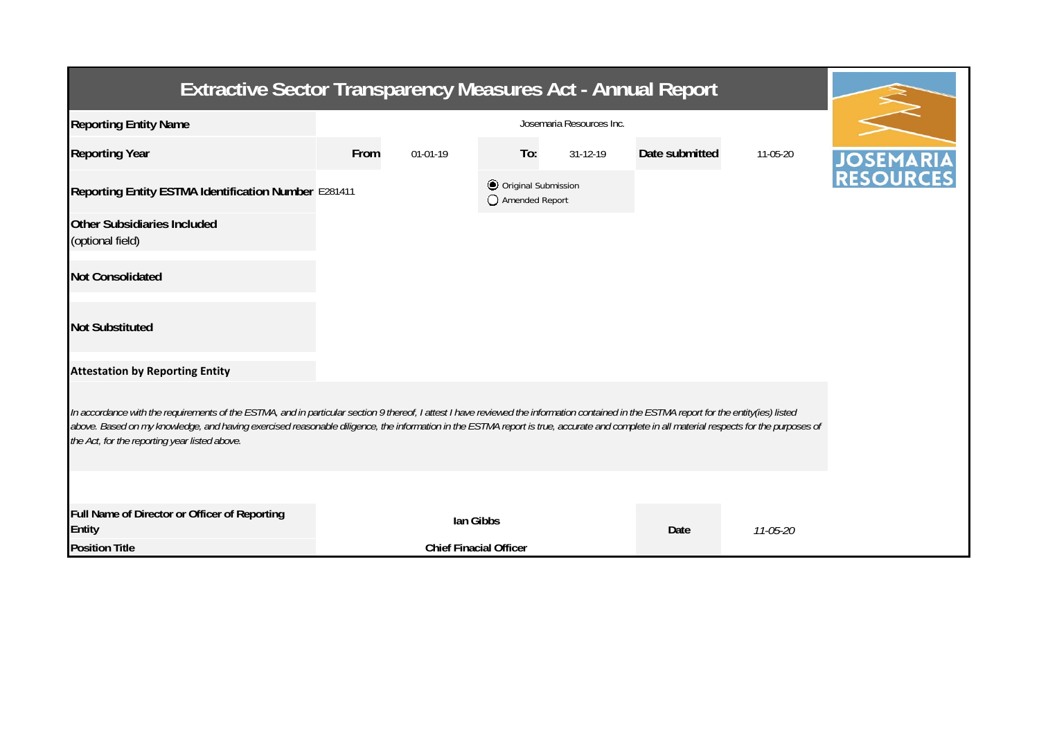# Extractive Sector Transparency Measures Act - Annual Report

| | | | | | | |
|---|---|---|---|---|---|---|
| **Reporting Entity Name** | Josemaria Resources Inc. | | | | | |
| **Reporting Year** | **From** | 01-01-19 | **To:** | 31-12-19 | **Date submitted** | 11-05-20 |
| **Reporting Entity ESTMA Identification Number** | E281411 | | ◉ Original Submission ◯ Amended Report | | | |
| **Other Subsidiaries Included** (optional field) | | | | | | |
| **Not Consolidated** | | | | | | |
| **Not Substituted** | | | | | | |

**Attestation by Reporting Entity**

*In accordance with the requirements of the ESTMA, and in particular section 9 thereof, I attest I have reviewed the information contained in the ESTMA report for the entity(ies) listed above. Based on my knowledge, and having exercised reasonable diligence, the information in the ESTMA report is true, accurate and complete in all material respects for the purposes of the Act, for the reporting year listed above.*

| | | | |
|---|---|---|---|
| **Full Name of Director or Officer of Reporting Entity** | **Ian Gibbs** | **Date** | *11-05-20* |
| **Position Title** | **Chief Finacial Officer** | | |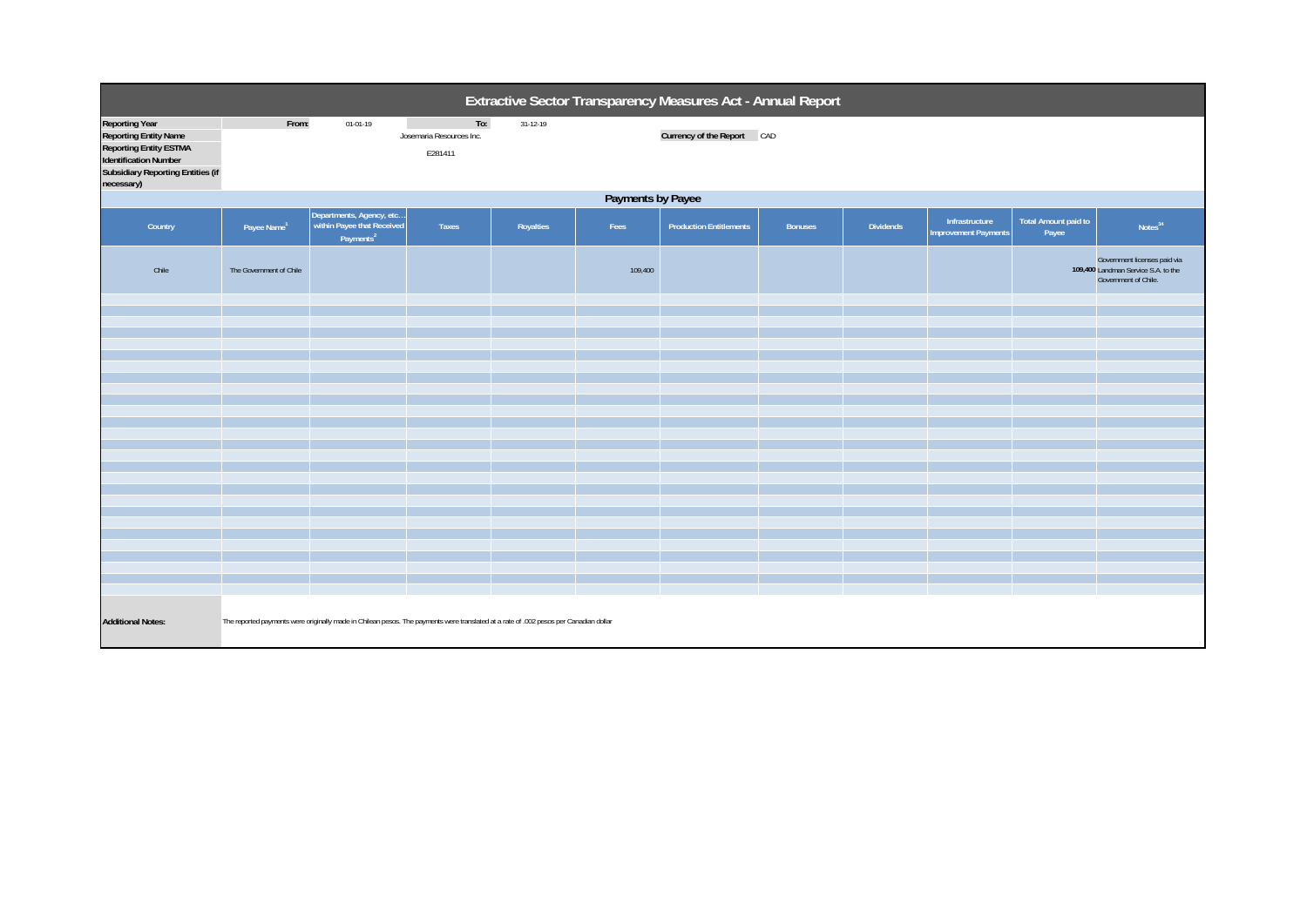# Extractive Sector Transparency Measures Act - Annual Report

| | | | | |
|---|---|---|---|---|
| **Reporting Year** | **From:** | 01-01-19 | **To:** | 31-12-19 |
| **Reporting Entity Name** | Josemaria Resources Inc. | | **Currency of the Report** | CAD |
| **Reporting Entity ESTMA Identification Number** | E281411 | | | |
| **Subsidiary Reporting Entities (if necessary)** | | | | |

## Payments by Payee

| Country | Payee Name[1] | Departments, Agency, etc... within Payee that Received Payments[2] | Taxes | Royalties | Fees | Production Entitlements | Bonuses | Dividends | Infrastructure Improvement Payments | Total Amount paid to Payee | Notes[34] |
|---|---|---|---|---|---|---|---|---|---|---|---|
| Chile | The Government of Chile | | | | 109,400 | | | | | 109,400 | Government licenses paid via Landman Service S.A. to the Government of Chile. |

**Additional Notes:** The reported payments were originally made in Chilean pesos. The payments were translated at a rate of .002 pesos per Canadian dollar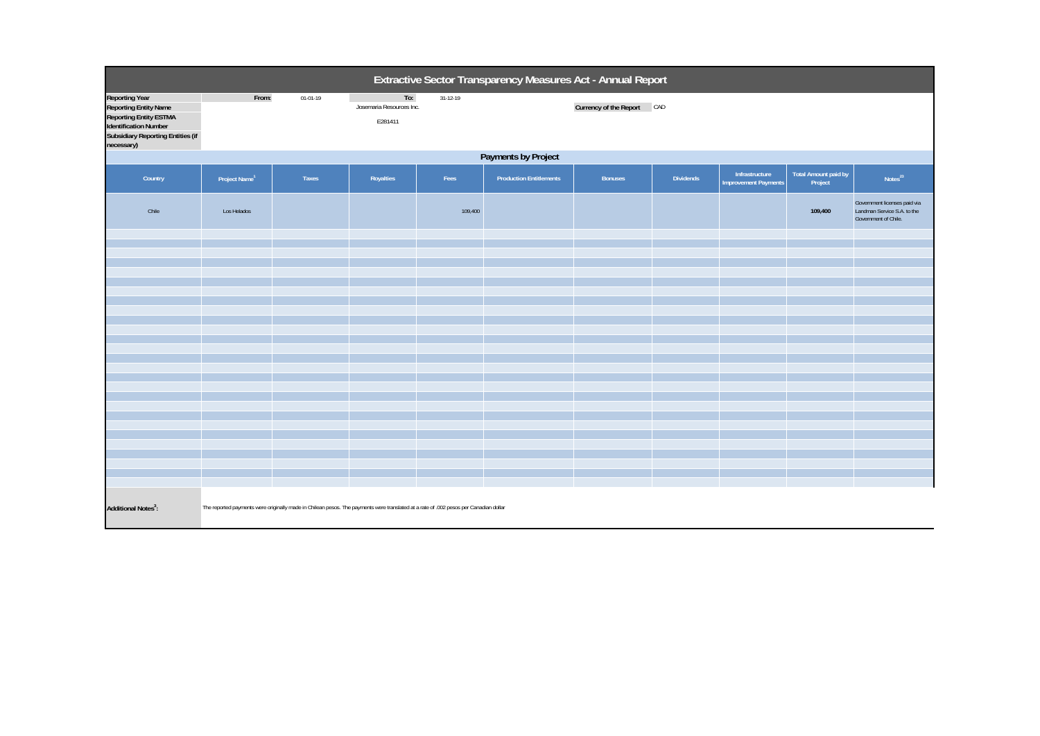# Extractive Sector Transparency Measures Act - Annual Report

| | | | |
|---|---|---|---|
| **Reporting Year** | **From:** 01-01-19 | **To:** 31-12-19 | |
| **Reporting Entity Name** | Josemaria Resources Inc. | **Currency of the Report** | CAD |
| **Reporting Entity ESTMA Identification Number** | E281411 | | |
| **Subsidiary Reporting Entities (if necessary)** | | | |

## Payments by Project

| Country | Project Name[1] | Taxes | Royalties | Fees | Production Entitlements | Bonuses | Dividends | Infrastructure Improvement Payments | Total Amount paid by Project | Notes[23] |
|---|---|---|---|---|---|---|---|---|---|---|
| Chile | Los Helados | | | 109,400 | | | | | **109,400** | Government licenses paid via Landman Service S.A. to the Government of Chile. |

**Additional Notes[3]:** The reported payments were originally made in Chilean pesos. The payments were translated at a rate of .002 pesos per Canadian dollar